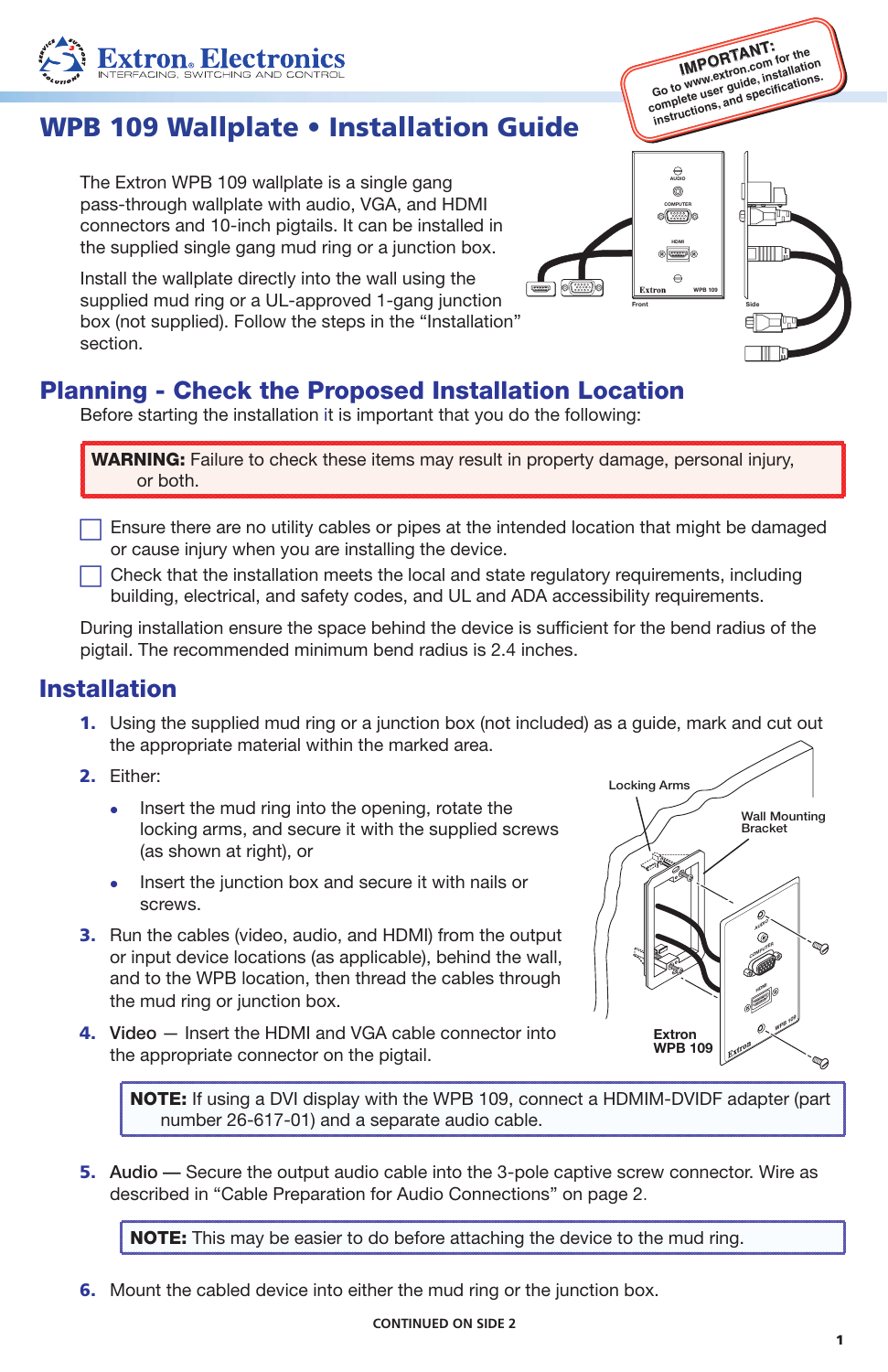Extron Electronics
INTERFACING, SWITCHING AND CONTROL

**IMPORTANT:** Go to www.extron.com for the complete user guide, installation instructions, and specifications.

# WPB 109 Wallplate • Installation Guide

The Extron WPB 109 wallplate is a single gang pass-through wallplate with audio, VGA, and HDMI connectors and 10-inch pigtails. It can be installed in the supplied single gang mud ring or a junction box.

Install the wallplate directly into the wall using the supplied mud ring or a UL-approved 1-gang junction box (not supplied). Follow the steps in the “Installation” section.

## Planning - Check the Proposed Installation Location

Before starting the installation it is important that you do the following:

**WARNING:** Failure to check these items may result in property damage, personal injury, or both.

- ☐ Ensure there are no utility cables or pipes at the intended location that might be damaged or cause injury when you are installing the device.
- ☐ Check that the installation meets the local and state regulatory requirements, including building, electrical, and safety codes, and UL and ADA accessibility requirements.

During installation ensure the space behind the device is sufficient for the bend radius of the pigtail. The recommended minimum bend radius is 2.4 inches.

## Installation

1. Using the supplied mud ring or a junction box (not included) as a guide, mark and cut out the appropriate material within the marked area.
2. Either:
   - Insert the mud ring into the opening, rotate the locking arms, and secure it with the supplied screws (as shown at right), or
   - Insert the junction box and secure it with nails or screws.
3. Run the cables (video, audio, and HDMI) from the output or input device locations (as applicable), behind the wall, and to the WPB location, then thread the cables through the mud ring or junction box.
4. Video — Insert the HDMI and VGA cable connector into the appropriate connector on the pigtail.

**NOTE:** If using a DVI display with the WPB 109, connect a HDMIM-DVIDF adapter (part number 26-617-01) and a separate audio cable.

5. Audio — Secure the output audio cable into the 3-pole captive screw connector. Wire as described in “Cable Preparation for Audio Connections” on page 2.

**NOTE:** This may be easier to do before attaching the device to the mud ring.

6. Mount the cabled device into either the mud ring or the junction box.

CONTINUED ON SIDE 2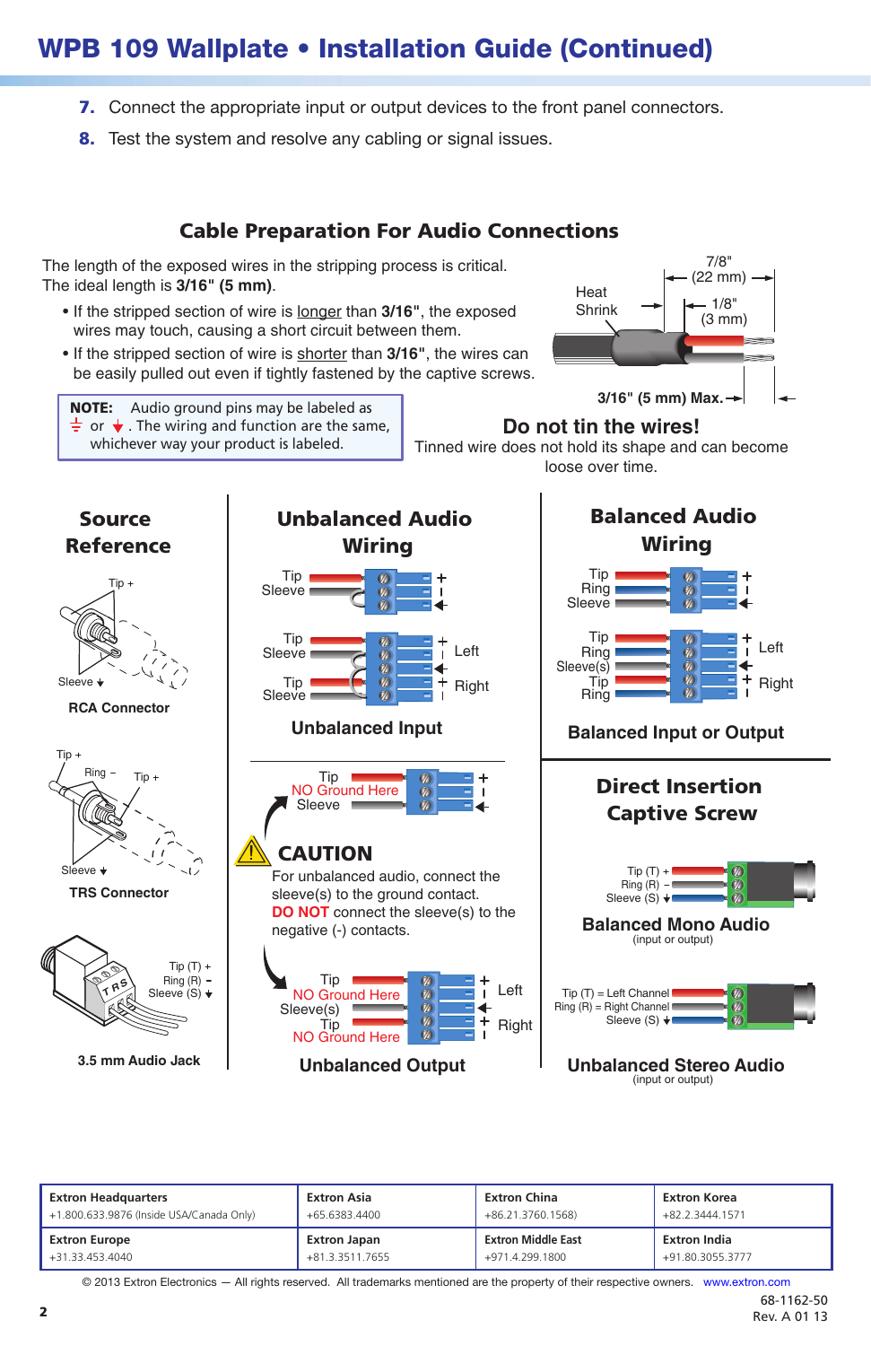# WPB 109 Wallplate • Installation Guide (Continued)

7. Connect the appropriate input or output devices to the front panel connectors.
8. Test the system and resolve any cabling or signal issues.

## Cable Preparation For Audio Connections

The length of the exposed wires in the stripping process is critical. The ideal length is **3/16" (5 mm)**.

- If the stripped section of wire is longer than **3/16"**, the exposed wires may touch, causing a short circuit between them.
- If the stripped section of wire is shorter than **3/16"**, the wires can be easily pulled out even if tightly fastened by the captive screws.

**NOTE:** Audio ground pins may be labeled as ⏚ or ⏚. The wiring and function are the same, whichever way your product is labeled.

Heat Shrink

7/8" (22 mm)

1/8" (3 mm)

3/16" (5 mm) Max.

### Do not tin the wires!

Tinned wire does not hold its shape and can become loose over time.

### Source Reference

Tip +

Sleeve ⏚

RCA Connector

Tip +

Ring −

Tip +

Sleeve ⏚

TRS Connector

Tip (T) +

Ring (R) −

Sleeve (S) ⏚

3.5 mm Audio Jack

### Unbalanced Audio Wiring

Tip
Sleeve

Tip
Sleeve
Tip
Sleeve

Left

Right

**Unbalanced Input**

Tip
NO Ground Here
Sleeve

**CAUTION**

For unbalanced audio, connect the sleeve(s) to the ground contact. **DO NOT** connect the sleeve(s) to the negative (-) contacts.

Tip
NO Ground Here
Sleeve(s)
Tip
NO Ground Here

Left

Right

**Unbalanced Output**

### Balanced Audio Wiring

Tip
Ring
Sleeve

Tip
Ring
Sleeve(s)
Tip
Ring

Left

Right

**Balanced Input or Output**

### Direct Insertion Captive Screw

Tip (T) +
Ring (R) −
Sleeve (S) ⏚

**Balanced Mono Audio**
(input or output)

Tip (T) = Left Channel
Ring (R) = Right Channel
Sleeve (S) ⏚

**Unbalanced Stereo Audio**
(input or output)

| | | | |
|---|---|---|---|
| **Extron Headquarters**<br>+1.800.633.9876 (Inside USA/Canada Only) | **Extron Asia**<br>+65.6383.4400 | **Extron China**<br>+86.21.3760.1568) | **Extron Korea**<br>+82.2.3444.1571 |
| **Extron Europe**<br>+31.33.453.4040 | **Extron Japan**<br>+81.3.3511.7655 | **Extron Middle East**<br>+971.4.299.1800 | **Extron India**<br>+91.80.3055.3777 |

© 2013 Extron Electronics — All rights reserved. All trademarks mentioned are the property of their respective owners. www.extron.com

68-1162-50
Rev. A 01 13